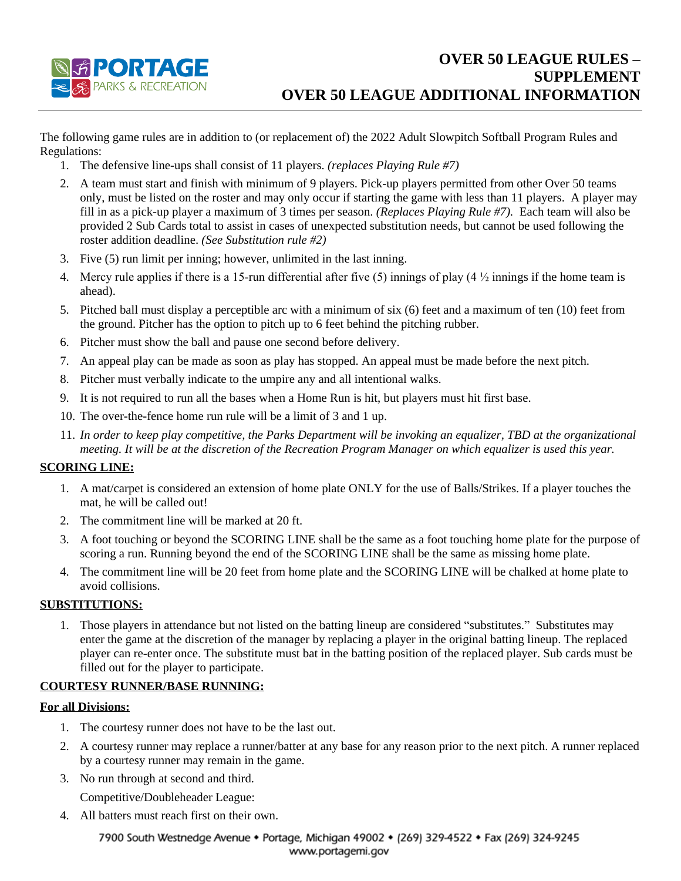# OVER 50 LEAGUE RULES – SUPPLEMENT
# OVER 50 LEAGUE ADDITIONAL INFORMATION

The following game rules are in addition to (or replacement of) the 2022 Adult Slowpitch Softball Program Rules and Regulations:

1. The defensive line-ups shall consist of 11 players. *(replaces Playing Rule #7)*
2. A team must start and finish with minimum of 9 players. Pick-up players permitted from other Over 50 teams only, must be listed on the roster and may only occur if starting the game with less than 11 players. A player may fill in as a pick-up player a maximum of 3 times per season. *(Replaces Playing Rule #7).* Each team will also be provided 2 Sub Cards total to assist in cases of unexpected substitution needs, but cannot be used following the roster addition deadline. *(See Substitution rule #2)*
3. Five (5) run limit per inning; however, unlimited in the last inning.
4. Mercy rule applies if there is a 15-run differential after five (5) innings of play (4 ½ innings if the home team is ahead).
5. Pitched ball must display a perceptible arc with a minimum of six (6) feet and a maximum of ten (10) feet from the ground. Pitcher has the option to pitch up to 6 feet behind the pitching rubber.
6. Pitcher must show the ball and pause one second before delivery.
7. An appeal play can be made as soon as play has stopped. An appeal must be made before the next pitch.
8. Pitcher must verbally indicate to the umpire any and all intentional walks.
9. It is not required to run all the bases when a Home Run is hit, but players must hit first base.
10. The over-the-fence home run rule will be a limit of 3 and 1 up.
11. *In order to keep play competitive, the Parks Department will be invoking an equalizer, TBD at the organizational meeting. It will be at the discretion of the Recreation Program Manager on which equalizer is used this year.*

**SCORING LINE:**

1. A mat/carpet is considered an extension of home plate ONLY for the use of Balls/Strikes. If a player touches the mat, he will be called out!
2. The commitment line will be marked at 20 ft.
3. A foot touching or beyond the SCORING LINE shall be the same as a foot touching home plate for the purpose of scoring a run. Running beyond the end of the SCORING LINE shall be the same as missing home plate.
4. The commitment line will be 20 feet from home plate and the SCORING LINE will be chalked at home plate to avoid collisions.

**SUBSTITUTIONS:**

1. Those players in attendance but not listed on the batting lineup are considered "substitutes." Substitutes may enter the game at the discretion of the manager by replacing a player in the original batting lineup. The replaced player can re-enter once. The substitute must bat in the batting position of the replaced player. Sub cards must be filled out for the player to participate.

**COURTESY RUNNER/BASE RUNNING:**

**For all Divisions:**

1. The courtesy runner does not have to be the last out.
2. A courtesy runner may replace a runner/batter at any base for any reason prior to the next pitch. A runner replaced by a courtesy runner may remain in the game.
3. No run through at second and third.

   Competitive/Doubleheader League:

4. All batters must reach first on their own.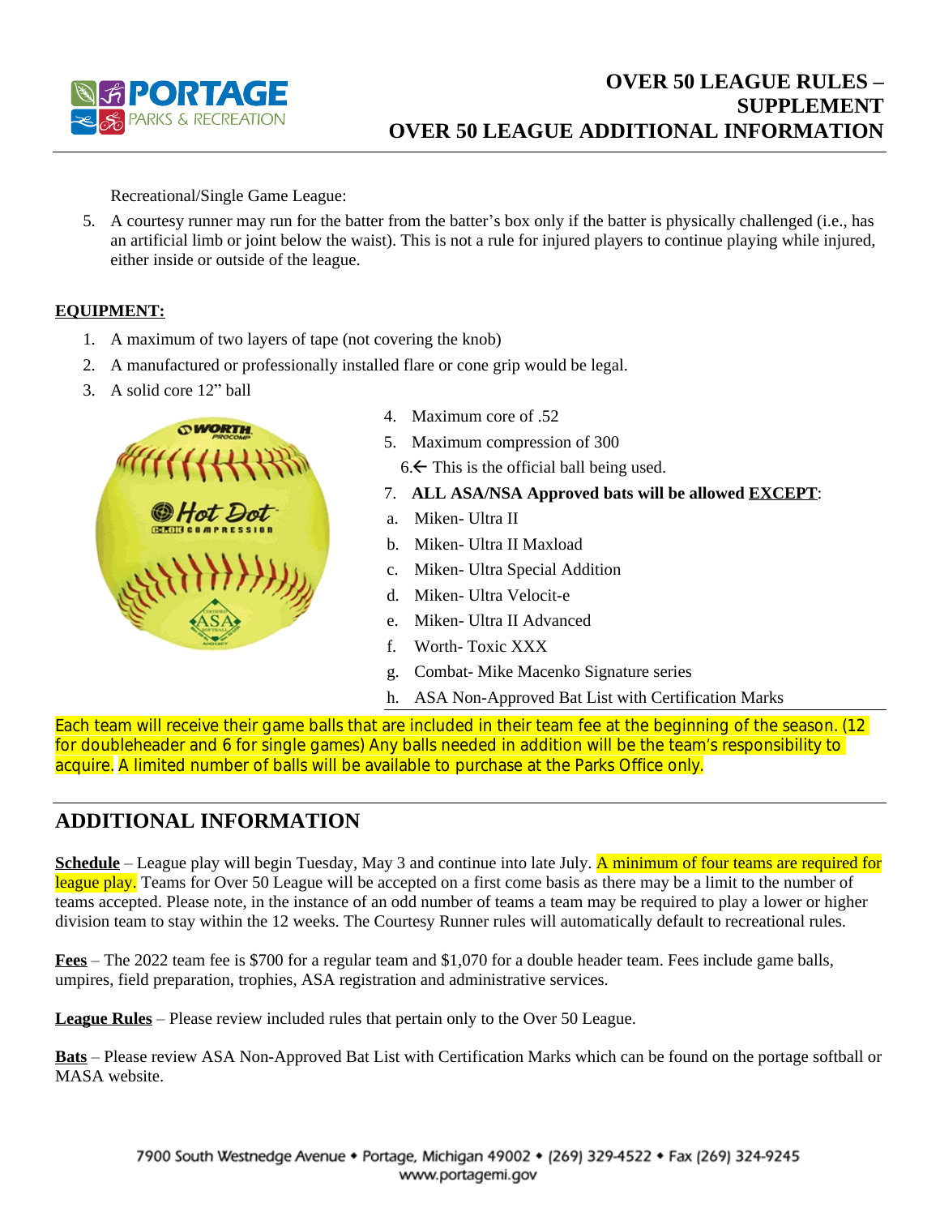# OVER 50 LEAGUE RULES – SUPPLEMENT
# OVER 50 LEAGUE ADDITIONAL INFORMATION

Recreational/Single Game League:

5. A courtesy runner may run for the batter from the batter's box only if the batter is physically challenged (i.e., has an artificial limb or joint below the waist). This is not a rule for injured players to continue playing while injured, either inside or outside of the league.

**EQUIPMENT:**

1. A maximum of two layers of tape (not covering the knob)
2. A manufactured or professionally installed flare or cone grip would be legal.
3. A solid core 12" ball
4. Maximum core of .52
5. Maximum compression of 300
6. ← This is the official ball being used.
7. **ALL ASA/NSA Approved bats will be allowed EXCEPT**:
   a. Miken- Ultra II
   b. Miken- Ultra II Maxload
   c. Miken- Ultra Special Addition
   d. Miken- Ultra Velocit-e
   e. Miken- Ultra II Advanced
   f. Worth- Toxic XXX
   g. Combat- Mike Macenko Signature series
   h. ASA Non-Approved Bat List with Certification Marks

Each team will receive their game balls that are included in their team fee at the beginning of the season. (12 for doubleheader and 6 for single games) Any balls needed in addition will be the team's responsibility to acquire. A limited number of balls will be available to purchase at the Parks Office only.

## ADDITIONAL INFORMATION

**Schedule** – League play will begin Tuesday, May 3 and continue into late July. A minimum of four teams are required for league play. Teams for Over 50 League will be accepted on a first come basis as there may be a limit to the number of teams accepted. Please note, in the instance of an odd number of teams a team may be required to play a lower or higher division team to stay within the 12 weeks. The Courtesy Runner rules will automatically default to recreational rules.

**Fees** – The 2022 team fee is $700 for a regular team and $1,070 for a double header team. Fees include game balls, umpires, field preparation, trophies, ASA registration and administrative services.

**League Rules** – Please review included rules that pertain only to the Over 50 League.

**Bats** – Please review ASA Non-Approved Bat List with Certification Marks which can be found on the portage softball or MASA website.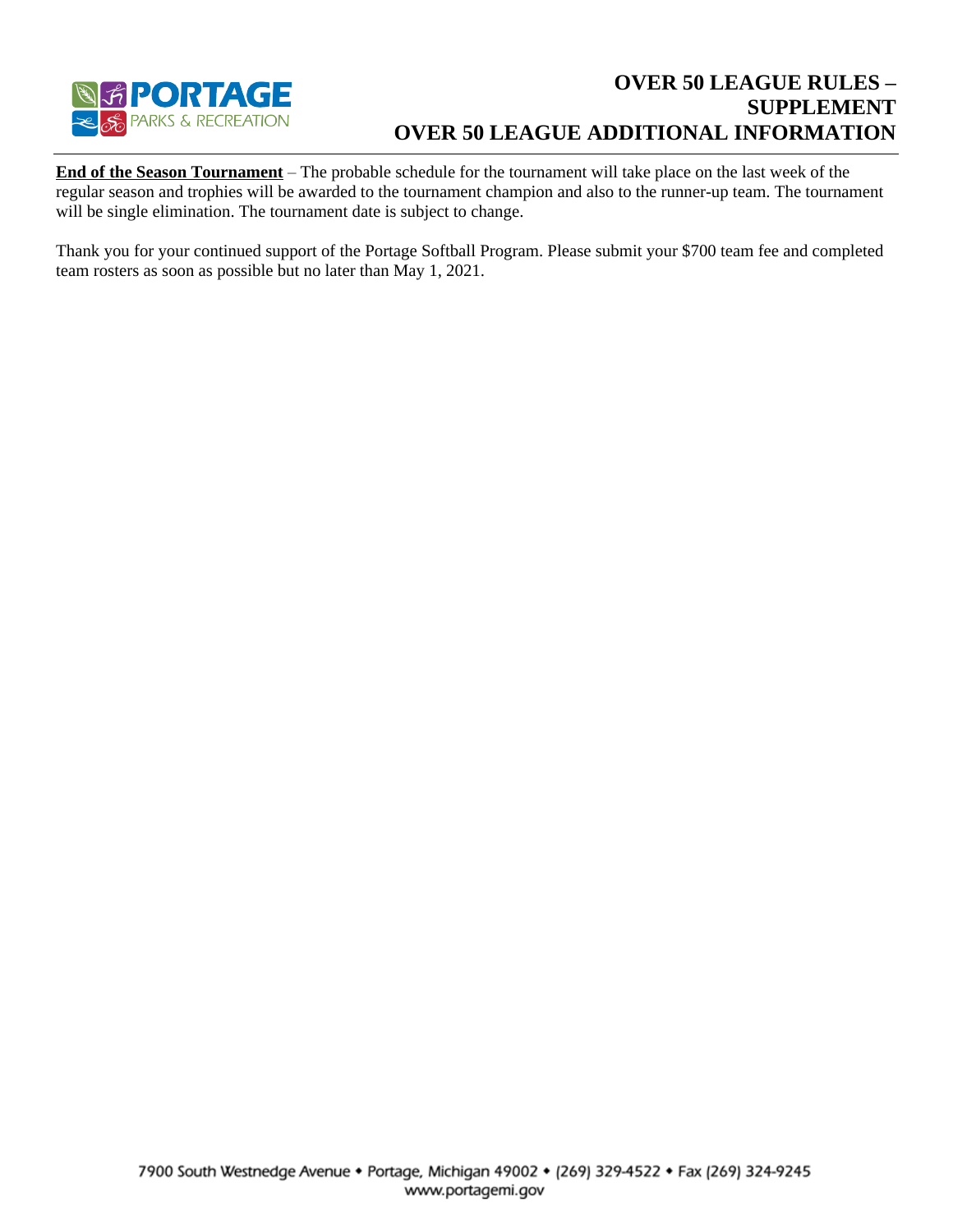# OVER 50 LEAGUE RULES – SUPPLEMENT
# OVER 50 LEAGUE ADDITIONAL INFORMATION

**End of the Season Tournament** – The probable schedule for the tournament will take place on the last week of the regular season and trophies will be awarded to the tournament champion and also to the runner-up team. The tournament will be single elimination. The tournament date is subject to change.

Thank you for your continued support of the Portage Softball Program. Please submit your $700 team fee and completed team rosters as soon as possible but no later than May 1, 2021.